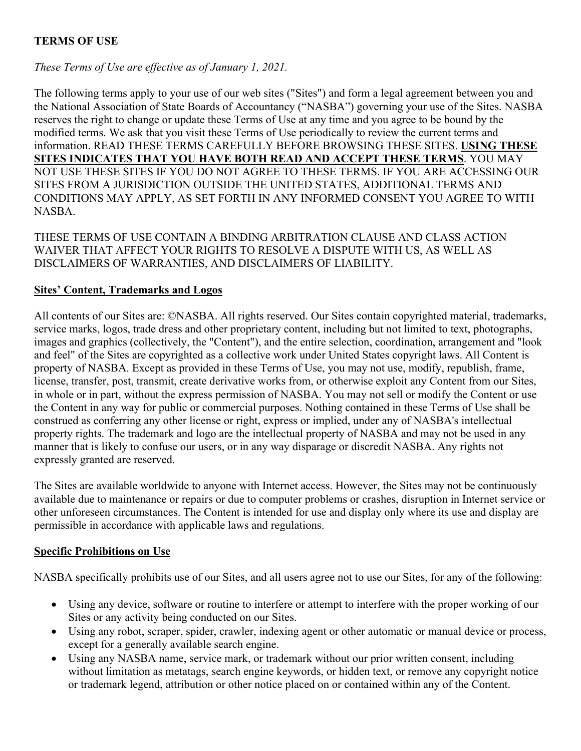**TERMS OF USE**

*These Terms of Use are effective as of January 1, 2021.*

The following terms apply to your use of our web sites ("Sites") and form a legal agreement between you and the National Association of State Boards of Accountancy ("NASBA") governing your use of the Sites. NASBA reserves the right to change or update these Terms of Use at any time and you agree to be bound by the modified terms. We ask that you visit these Terms of Use periodically to review the current terms and information. READ THESE TERMS CAREFULLY BEFORE BROWSING THESE SITES. **USING THESE SITES INDICATES THAT YOU HAVE BOTH READ AND ACCEPT THESE TERMS**. YOU MAY NOT USE THESE SITES IF YOU DO NOT AGREE TO THESE TERMS. IF YOU ARE ACCESSING OUR SITES FROM A JURISDICTION OUTSIDE THE UNITED STATES, ADDITIONAL TERMS AND CONDITIONS MAY APPLY, AS SET FORTH IN ANY INFORMED CONSENT YOU AGREE TO WITH NASBA.

THESE TERMS OF USE CONTAIN A BINDING ARBITRATION CLAUSE AND CLASS ACTION WAIVER THAT AFFECT YOUR RIGHTS TO RESOLVE A DISPUTE WITH US, AS WELL AS DISCLAIMERS OF WARRANTIES, AND DISCLAIMERS OF LIABILITY.

**Sites' Content, Trademarks and Logos**

All contents of our Sites are: ©NASBA. All rights reserved. Our Sites contain copyrighted material, trademarks, service marks, logos, trade dress and other proprietary content, including but not limited to text, photographs, images and graphics (collectively, the "Content"), and the entire selection, coordination, arrangement and "look and feel" of the Sites are copyrighted as a collective work under United States copyright laws. All Content is property of NASBA. Except as provided in these Terms of Use, you may not use, modify, republish, frame, license, transfer, post, transmit, create derivative works from, or otherwise exploit any Content from our Sites, in whole or in part, without the express permission of NASBA. You may not sell or modify the Content or use the Content in any way for public or commercial purposes. Nothing contained in these Terms of Use shall be construed as conferring any other license or right, express or implied, under any of NASBA's intellectual property rights. The trademark and logo are the intellectual property of NASBA and may not be used in any manner that is likely to confuse our users, or in any way disparage or discredit NASBA. Any rights not expressly granted are reserved.

The Sites are available worldwide to anyone with Internet access. However, the Sites may not be continuously available due to maintenance or repairs or due to computer problems or crashes, disruption in Internet service or other unforeseen circumstances. The Content is intended for use and display only where its use and display are permissible in accordance with applicable laws and regulations.

**Specific Prohibitions on Use**

NASBA specifically prohibits use of our Sites, and all users agree not to use our Sites, for any of the following:

- Using any device, software or routine to interfere or attempt to interfere with the proper working of our Sites or any activity being conducted on our Sites.
- Using any robot, scraper, spider, crawler, indexing agent or other automatic or manual device or process, except for a generally available search engine.
- Using any NASBA name, service mark, or trademark without our prior written consent, including without limitation as metatags, search engine keywords, or hidden text, or remove any copyright notice or trademark legend, attribution or other notice placed on or contained within any of the Content.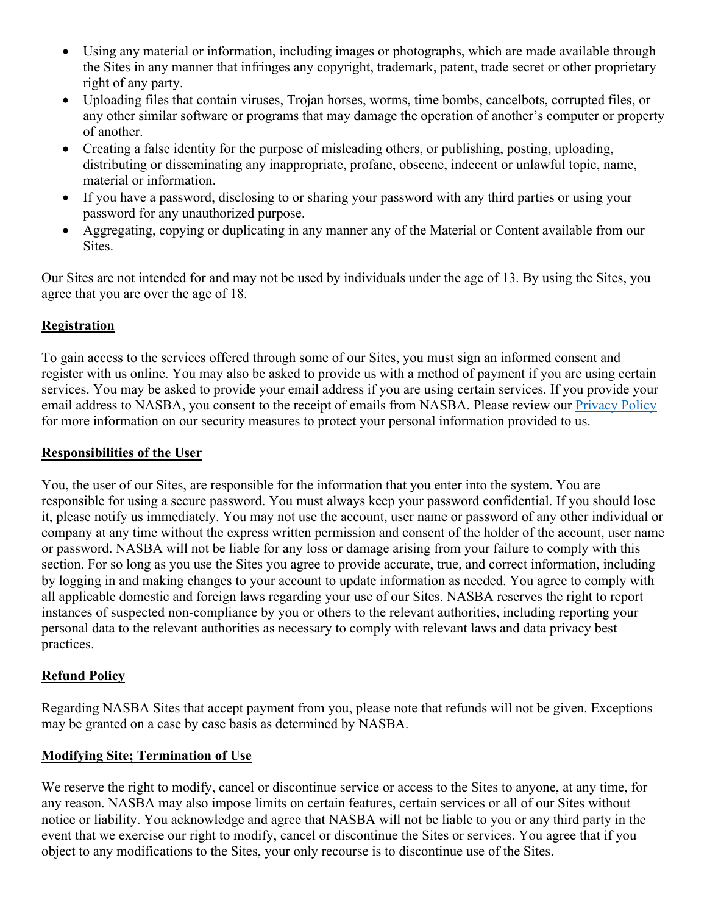- Using any material or information, including images or photographs, which are made available through the Sites in any manner that infringes any copyright, trademark, patent, trade secret or other proprietary right of any party.
- Uploading files that contain viruses, Trojan horses, worms, time bombs, cancelbots, corrupted files, or any other similar software or programs that may damage the operation of another's computer or property of another.
- Creating a false identity for the purpose of misleading others, or publishing, posting, uploading, distributing or disseminating any inappropriate, profane, obscene, indecent or unlawful topic, name, material or information.
- If you have a password, disclosing to or sharing your password with any third parties or using your password for any unauthorized purpose.
- Aggregating, copying or duplicating in any manner any of the Material or Content available from our Sites.

Our Sites are not intended for and may not be used by individuals under the age of 13. By using the Sites, you agree that you are over the age of 18.

**Registration**

To gain access to the services offered through some of our Sites, you must sign an informed consent and register with us online. You may also be asked to provide us with a method of payment if you are using certain services. You may be asked to provide your email address if you are using certain services. If you provide your email address to NASBA, you consent to the receipt of emails from NASBA. Please review our Privacy Policy for more information on our security measures to protect your personal information provided to us.

**Responsibilities of the User**

You, the user of our Sites, are responsible for the information that you enter into the system. You are responsible for using a secure password. You must always keep your password confidential. If you should lose it, please notify us immediately. You may not use the account, user name or password of any other individual or company at any time without the express written permission and consent of the holder of the account, user name or password. NASBA will not be liable for any loss or damage arising from your failure to comply with this section. For so long as you use the Sites you agree to provide accurate, true, and correct information, including by logging in and making changes to your account to update information as needed. You agree to comply with all applicable domestic and foreign laws regarding your use of our Sites. NASBA reserves the right to report instances of suspected non-compliance by you or others to the relevant authorities, including reporting your personal data to the relevant authorities as necessary to comply with relevant laws and data privacy best practices.

**Refund Policy**

Regarding NASBA Sites that accept payment from you, please note that refunds will not be given. Exceptions may be granted on a case by case basis as determined by NASBA.

**Modifying Site; Termination of Use**

We reserve the right to modify, cancel or discontinue service or access to the Sites to anyone, at any time, for any reason. NASBA may also impose limits on certain features, certain services or all of our Sites without notice or liability. You acknowledge and agree that NASBA will not be liable to you or any third party in the event that we exercise our right to modify, cancel or discontinue the Sites or services. You agree that if you object to any modifications to the Sites, your only recourse is to discontinue use of the Sites.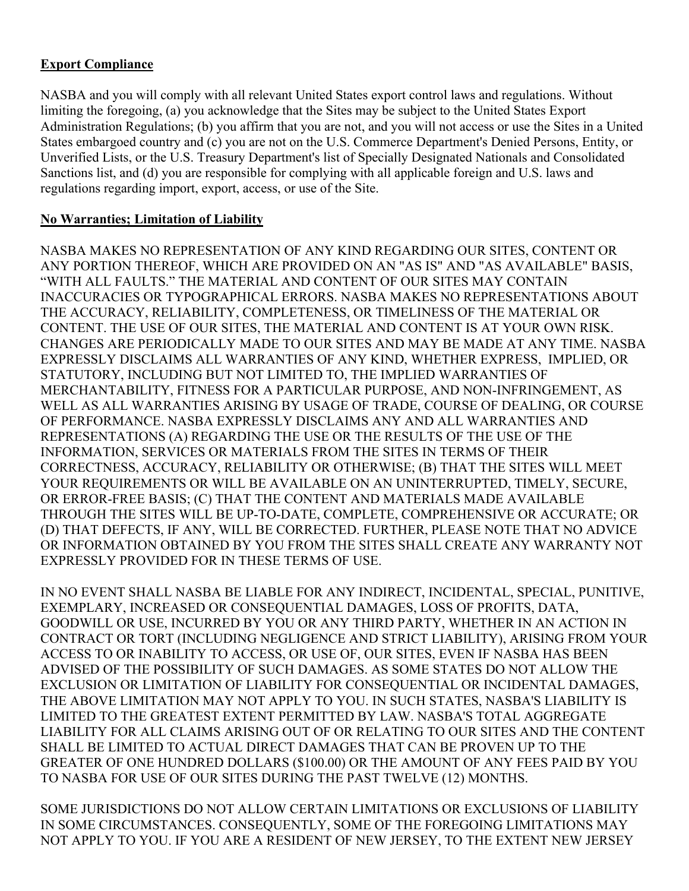**Export Compliance**

NASBA and you will comply with all relevant United States export control laws and regulations. Without limiting the foregoing, (a) you acknowledge that the Sites may be subject to the United States Export Administration Regulations; (b) you affirm that you are not, and you will not access or use the Sites in a United States embargoed country and (c) you are not on the U.S. Commerce Department's Denied Persons, Entity, or Unverified Lists, or the U.S. Treasury Department's list of Specially Designated Nationals and Consolidated Sanctions list, and (d) you are responsible for complying with all applicable foreign and U.S. laws and regulations regarding import, export, access, or use of the Site.

**No Warranties; Limitation of Liability**

NASBA MAKES NO REPRESENTATION OF ANY KIND REGARDING OUR SITES, CONTENT OR ANY PORTION THEREOF, WHICH ARE PROVIDED ON AN "AS IS" AND "AS AVAILABLE" BASIS, “WITH ALL FAULTS.” THE MATERIAL AND CONTENT OF OUR SITES MAY CONTAIN INACCURACIES OR TYPOGRAPHICAL ERRORS. NASBA MAKES NO REPRESENTATIONS ABOUT THE ACCURACY, RELIABILITY, COMPLETENESS, OR TIMELINESS OF THE MATERIAL OR CONTENT. THE USE OF OUR SITES, THE MATERIAL AND CONTENT IS AT YOUR OWN RISK. CHANGES ARE PERIODICALLY MADE TO OUR SITES AND MAY BE MADE AT ANY TIME. NASBA EXPRESSLY DISCLAIMS ALL WARRANTIES OF ANY KIND, WHETHER EXPRESS, IMPLIED, OR STATUTORY, INCLUDING BUT NOT LIMITED TO, THE IMPLIED WARRANTIES OF MERCHANTABILITY, FITNESS FOR A PARTICULAR PURPOSE, AND NON-INFRINGEMENT, AS WELL AS ALL WARRANTIES ARISING BY USAGE OF TRADE, COURSE OF DEALING, OR COURSE OF PERFORMANCE. NASBA EXPRESSLY DISCLAIMS ANY AND ALL WARRANTIES AND REPRESENTATIONS (A) REGARDING THE USE OR THE RESULTS OF THE USE OF THE INFORMATION, SERVICES OR MATERIALS FROM THE SITES IN TERMS OF THEIR CORRECTNESS, ACCURACY, RELIABILITY OR OTHERWISE; (B) THAT THE SITES WILL MEET YOUR REQUIREMENTS OR WILL BE AVAILABLE ON AN UNINTERRUPTED, TIMELY, SECURE, OR ERROR-FREE BASIS; (C) THAT THE CONTENT AND MATERIALS MADE AVAILABLE THROUGH THE SITES WILL BE UP-TO-DATE, COMPLETE, COMPREHENSIVE OR ACCURATE; OR (D) THAT DEFECTS, IF ANY, WILL BE CORRECTED. FURTHER, PLEASE NOTE THAT NO ADVICE OR INFORMATION OBTAINED BY YOU FROM THE SITES SHALL CREATE ANY WARRANTY NOT EXPRESSLY PROVIDED FOR IN THESE TERMS OF USE.

IN NO EVENT SHALL NASBA BE LIABLE FOR ANY INDIRECT, INCIDENTAL, SPECIAL, PUNITIVE, EXEMPLARY, INCREASED OR CONSEQUENTIAL DAMAGES, LOSS OF PROFITS, DATA, GOODWILL OR USE, INCURRED BY YOU OR ANY THIRD PARTY, WHETHER IN AN ACTION IN CONTRACT OR TORT (INCLUDING NEGLIGENCE AND STRICT LIABILITY), ARISING FROM YOUR ACCESS TO OR INABILITY TO ACCESS, OR USE OF, OUR SITES, EVEN IF NASBA HAS BEEN ADVISED OF THE POSSIBILITY OF SUCH DAMAGES. AS SOME STATES DO NOT ALLOW THE EXCLUSION OR LIMITATION OF LIABILITY FOR CONSEQUENTIAL OR INCIDENTAL DAMAGES, THE ABOVE LIMITATION MAY NOT APPLY TO YOU. IN SUCH STATES, NASBA'S LIABILITY IS LIMITED TO THE GREATEST EXTENT PERMITTED BY LAW. NASBA'S TOTAL AGGREGATE LIABILITY FOR ALL CLAIMS ARISING OUT OF OR RELATING TO OUR SITES AND THE CONTENT SHALL BE LIMITED TO ACTUAL DIRECT DAMAGES THAT CAN BE PROVEN UP TO THE GREATER OF ONE HUNDRED DOLLARS ($100.00) OR THE AMOUNT OF ANY FEES PAID BY YOU TO NASBA FOR USE OF OUR SITES DURING THE PAST TWELVE (12) MONTHS.

SOME JURISDICTIONS DO NOT ALLOW CERTAIN LIMITATIONS OR EXCLUSIONS OF LIABILITY IN SOME CIRCUMSTANCES. CONSEQUENTLY, SOME OF THE FOREGOING LIMITATIONS MAY NOT APPLY TO YOU. IF YOU ARE A RESIDENT OF NEW JERSEY, TO THE EXTENT NEW JERSEY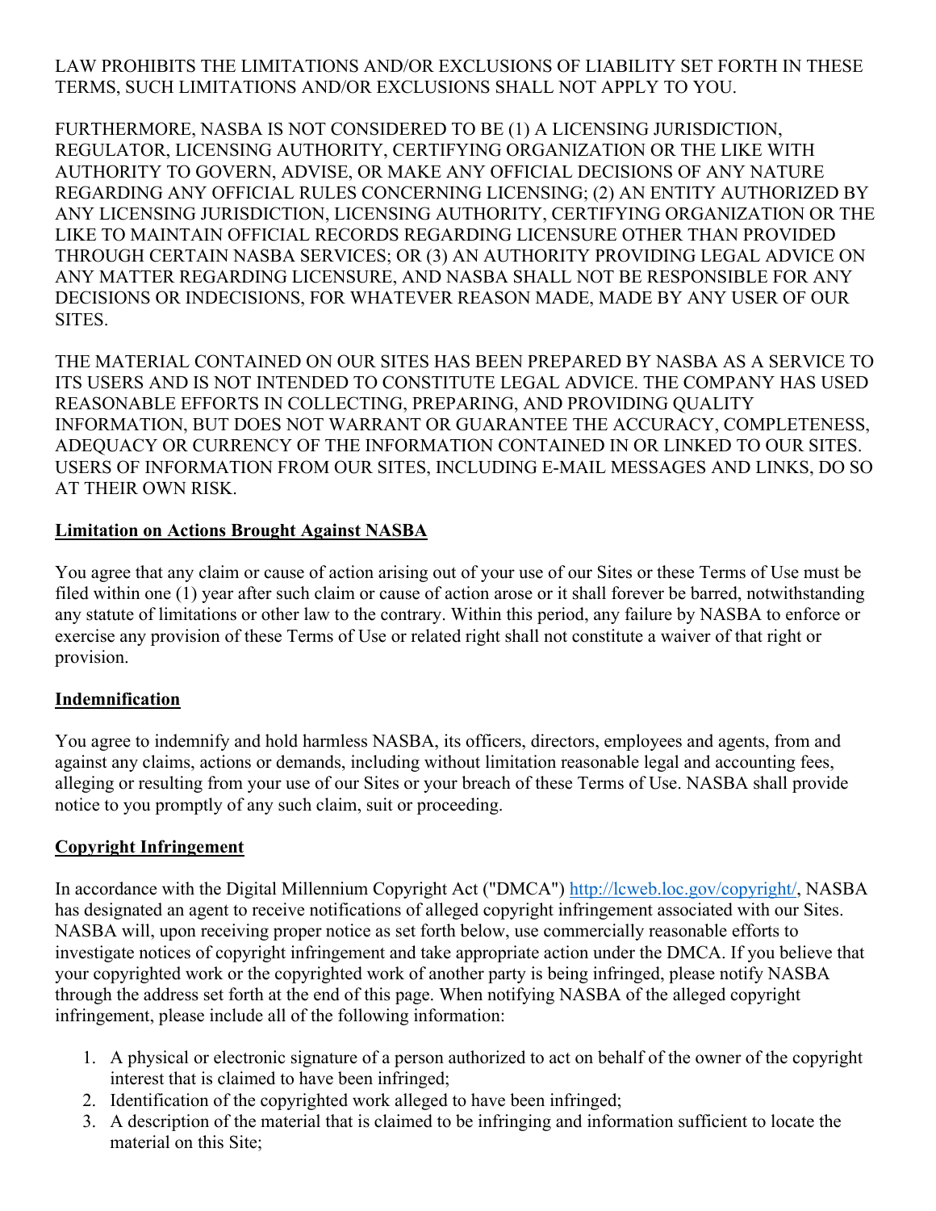LAW PROHIBITS THE LIMITATIONS AND/OR EXCLUSIONS OF LIABILITY SET FORTH IN THESE TERMS, SUCH LIMITATIONS AND/OR EXCLUSIONS SHALL NOT APPLY TO YOU.

FURTHERMORE, NASBA IS NOT CONSIDERED TO BE (1) A LICENSING JURISDICTION, REGULATOR, LICENSING AUTHORITY, CERTIFYING ORGANIZATION OR THE LIKE WITH AUTHORITY TO GOVERN, ADVISE, OR MAKE ANY OFFICIAL DECISIONS OF ANY NATURE REGARDING ANY OFFICIAL RULES CONCERNING LICENSING; (2) AN ENTITY AUTHORIZED BY ANY LICENSING JURISDICTION, LICENSING AUTHORITY, CERTIFYING ORGANIZATION OR THE LIKE TO MAINTAIN OFFICIAL RECORDS REGARDING LICENSURE OTHER THAN PROVIDED THROUGH CERTAIN NASBA SERVICES; OR (3) AN AUTHORITY PROVIDING LEGAL ADVICE ON ANY MATTER REGARDING LICENSURE, AND NASBA SHALL NOT BE RESPONSIBLE FOR ANY DECISIONS OR INDECISIONS, FOR WHATEVER REASON MADE, MADE BY ANY USER OF OUR SITES.

THE MATERIAL CONTAINED ON OUR SITES HAS BEEN PREPARED BY NASBA AS A SERVICE TO ITS USERS AND IS NOT INTENDED TO CONSTITUTE LEGAL ADVICE. THE COMPANY HAS USED REASONABLE EFFORTS IN COLLECTING, PREPARING, AND PROVIDING QUALITY INFORMATION, BUT DOES NOT WARRANT OR GUARANTEE THE ACCURACY, COMPLETENESS, ADEQUACY OR CURRENCY OF THE INFORMATION CONTAINED IN OR LINKED TO OUR SITES. USERS OF INFORMATION FROM OUR SITES, INCLUDING E-MAIL MESSAGES AND LINKS, DO SO AT THEIR OWN RISK.

**Limitation on Actions Brought Against NASBA**

You agree that any claim or cause of action arising out of your use of our Sites or these Terms of Use must be filed within one (1) year after such claim or cause of action arose or it shall forever be barred, notwithstanding any statute of limitations or other law to the contrary. Within this period, any failure by NASBA to enforce or exercise any provision of these Terms of Use or related right shall not constitute a waiver of that right or provision.

**Indemnification**

You agree to indemnify and hold harmless NASBA, its officers, directors, employees and agents, from and against any claims, actions or demands, including without limitation reasonable legal and accounting fees, alleging or resulting from your use of our Sites or your breach of these Terms of Use. NASBA shall provide notice to you promptly of any such claim, suit or proceeding.

**Copyright Infringement**

In accordance with the Digital Millennium Copyright Act ("DMCA") [http://lcweb.loc.gov/copyright/](http://lcweb.loc.gov/copyright/), NASBA has designated an agent to receive notifications of alleged copyright infringement associated with our Sites. NASBA will, upon receiving proper notice as set forth below, use commercially reasonable efforts to investigate notices of copyright infringement and take appropriate action under the DMCA. If you believe that your copyrighted work or the copyrighted work of another party is being infringed, please notify NASBA through the address set forth at the end of this page. When notifying NASBA of the alleged copyright infringement, please include all of the following information:

1. A physical or electronic signature of a person authorized to act on behalf of the owner of the copyright interest that is claimed to have been infringed;
2. Identification of the copyrighted work alleged to have been infringed;
3. A description of the material that is claimed to be infringing and information sufficient to locate the material on this Site;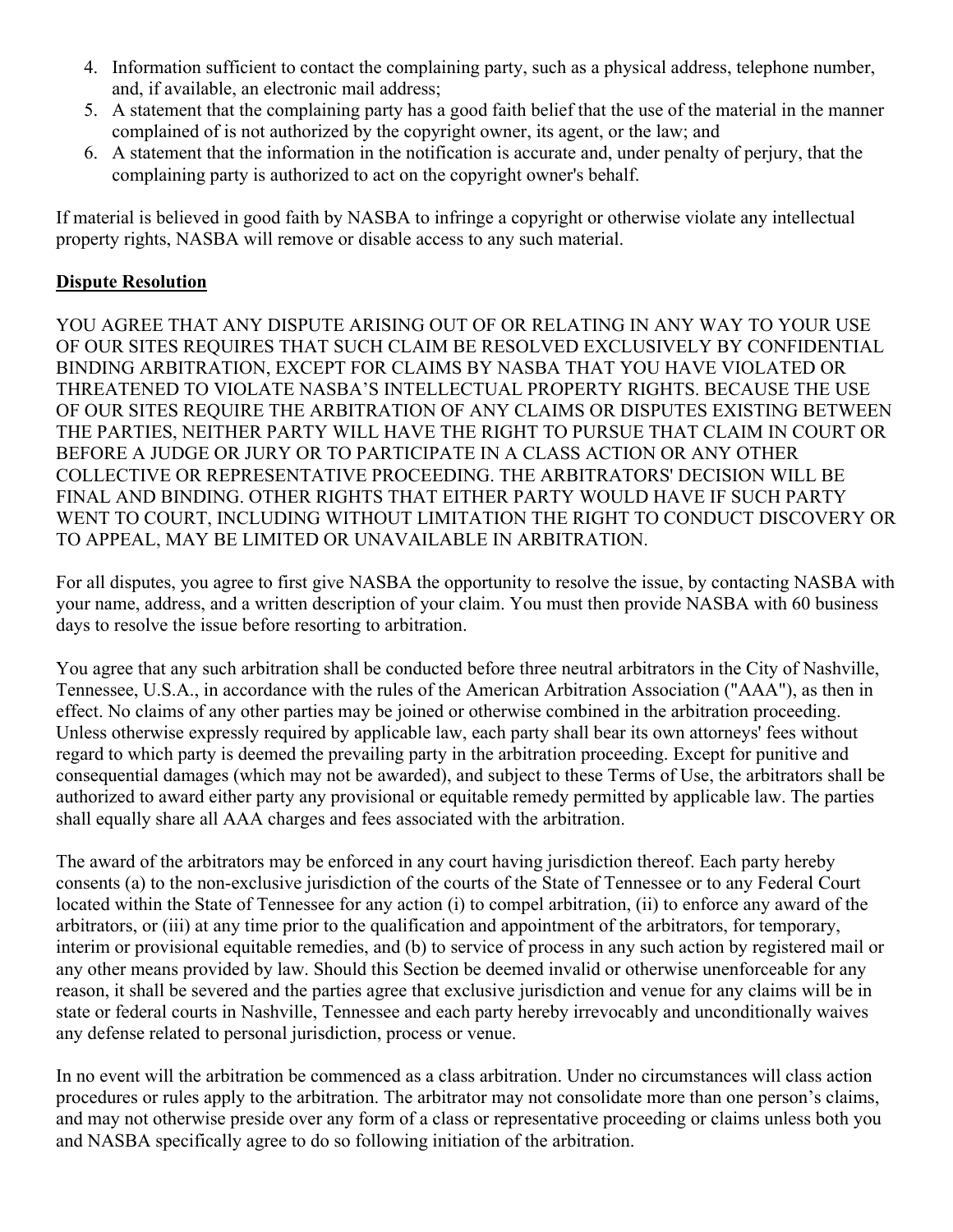4. Information sufficient to contact the complaining party, such as a physical address, telephone number, and, if available, an electronic mail address;
5. A statement that the complaining party has a good faith belief that the use of the material in the manner complained of is not authorized by the copyright owner, its agent, or the law; and
6. A statement that the information in the notification is accurate and, under penalty of perjury, that the complaining party is authorized to act on the copyright owner's behalf.

If material is believed in good faith by NASBA to infringe a copyright or otherwise violate any intellectual property rights, NASBA will remove or disable access to any such material.

**Dispute Resolution**

YOU AGREE THAT ANY DISPUTE ARISING OUT OF OR RELATING IN ANY WAY TO YOUR USE OF OUR SITES REQUIRES THAT SUCH CLAIM BE RESOLVED EXCLUSIVELY BY CONFIDENTIAL BINDING ARBITRATION, EXCEPT FOR CLAIMS BY NASBA THAT YOU HAVE VIOLATED OR THREATENED TO VIOLATE NASBA'S INTELLECTUAL PROPERTY RIGHTS. BECAUSE THE USE OF OUR SITES REQUIRE THE ARBITRATION OF ANY CLAIMS OR DISPUTES EXISTING BETWEEN THE PARTIES, NEITHER PARTY WILL HAVE THE RIGHT TO PURSUE THAT CLAIM IN COURT OR BEFORE A JUDGE OR JURY OR TO PARTICIPATE IN A CLASS ACTION OR ANY OTHER COLLECTIVE OR REPRESENTATIVE PROCEEDING. THE ARBITRATORS' DECISION WILL BE FINAL AND BINDING. OTHER RIGHTS THAT EITHER PARTY WOULD HAVE IF SUCH PARTY WENT TO COURT, INCLUDING WITHOUT LIMITATION THE RIGHT TO CONDUCT DISCOVERY OR TO APPEAL, MAY BE LIMITED OR UNAVAILABLE IN ARBITRATION.

For all disputes, you agree to first give NASBA the opportunity to resolve the issue, by contacting NASBA with your name, address, and a written description of your claim. You must then provide NASBA with 60 business days to resolve the issue before resorting to arbitration.

You agree that any such arbitration shall be conducted before three neutral arbitrators in the City of Nashville, Tennessee, U.S.A., in accordance with the rules of the American Arbitration Association ("AAA"), as then in effect. No claims of any other parties may be joined or otherwise combined in the arbitration proceeding. Unless otherwise expressly required by applicable law, each party shall bear its own attorneys' fees without regard to which party is deemed the prevailing party in the arbitration proceeding. Except for punitive and consequential damages (which may not be awarded), and subject to these Terms of Use, the arbitrators shall be authorized to award either party any provisional or equitable remedy permitted by applicable law. The parties shall equally share all AAA charges and fees associated with the arbitration.

The award of the arbitrators may be enforced in any court having jurisdiction thereof. Each party hereby consents (a) to the non-exclusive jurisdiction of the courts of the State of Tennessee or to any Federal Court located within the State of Tennessee for any action (i) to compel arbitration, (ii) to enforce any award of the arbitrators, or (iii) at any time prior to the qualification and appointment of the arbitrators, for temporary, interim or provisional equitable remedies, and (b) to service of process in any such action by registered mail or any other means provided by law. Should this Section be deemed invalid or otherwise unenforceable for any reason, it shall be severed and the parties agree that exclusive jurisdiction and venue for any claims will be in state or federal courts in Nashville, Tennessee and each party hereby irrevocably and unconditionally waives any defense related to personal jurisdiction, process or venue.

In no event will the arbitration be commenced as a class arbitration. Under no circumstances will class action procedures or rules apply to the arbitration. The arbitrator may not consolidate more than one person's claims, and may not otherwise preside over any form of a class or representative proceeding or claims unless both you and NASBA specifically agree to do so following initiation of the arbitration.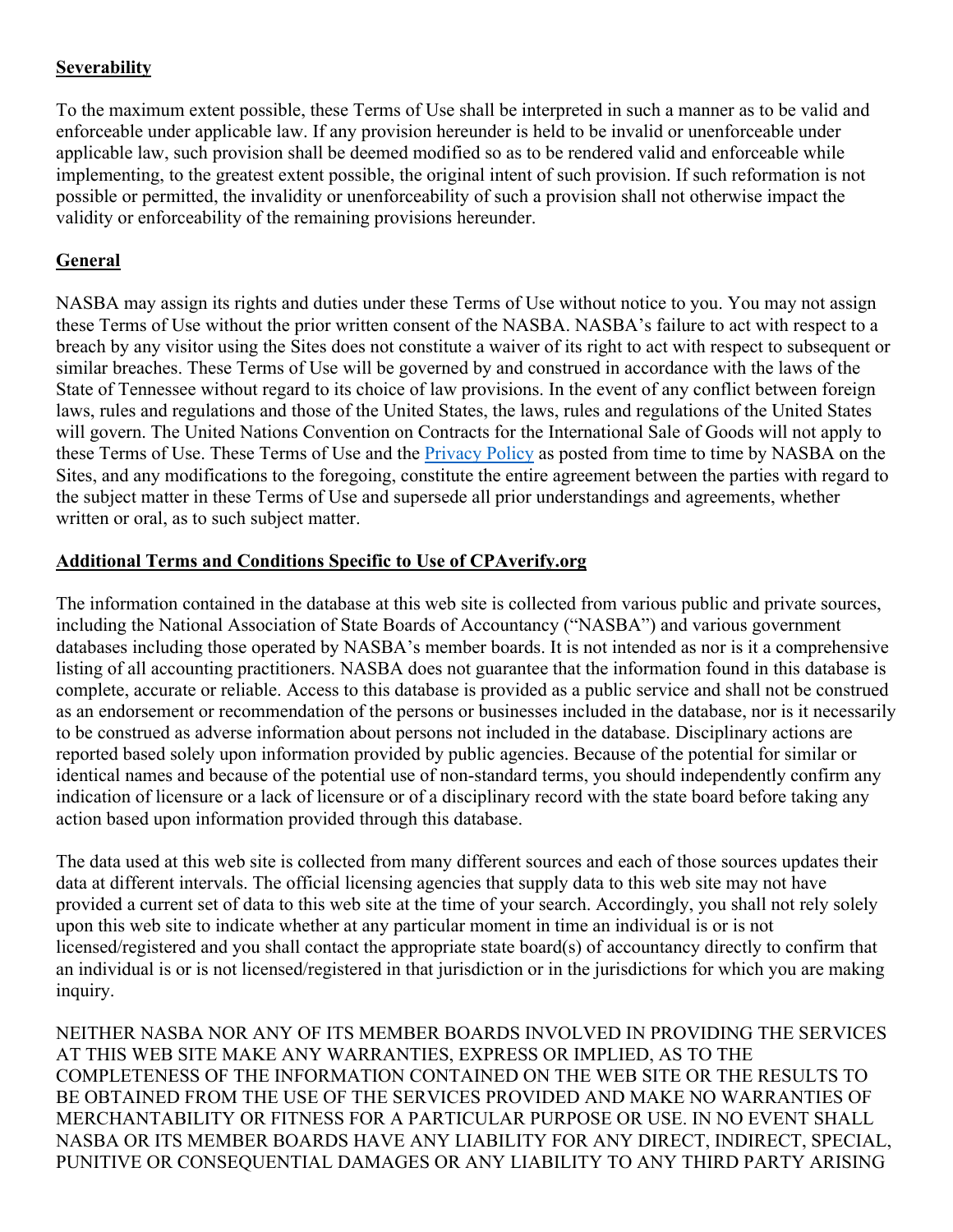**Severability**

To the maximum extent possible, these Terms of Use shall be interpreted in such a manner as to be valid and enforceable under applicable law. If any provision hereunder is held to be invalid or unenforceable under applicable law, such provision shall be deemed modified so as to be rendered valid and enforceable while implementing, to the greatest extent possible, the original intent of such provision. If such reformation is not possible or permitted, the invalidity or unenforceability of such a provision shall not otherwise impact the validity or enforceability of the remaining provisions hereunder.

**General**

NASBA may assign its rights and duties under these Terms of Use without notice to you. You may not assign these Terms of Use without the prior written consent of the NASBA. NASBA's failure to act with respect to a breach by any visitor using the Sites does not constitute a waiver of its right to act with respect to subsequent or similar breaches. These Terms of Use will be governed by and construed in accordance with the laws of the State of Tennessee without regard to its choice of law provisions. In the event of any conflict between foreign laws, rules and regulations and those of the United States, the laws, rules and regulations of the United States will govern. The United Nations Convention on Contracts for the International Sale of Goods will not apply to these Terms of Use. These Terms of Use and the Privacy Policy as posted from time to time by NASBA on the Sites, and any modifications to the foregoing, constitute the entire agreement between the parties with regard to the subject matter in these Terms of Use and supersede all prior understandings and agreements, whether written or oral, as to such subject matter.

**Additional Terms and Conditions Specific to Use of CPAverify.org**

The information contained in the database at this web site is collected from various public and private sources, including the National Association of State Boards of Accountancy ("NASBA") and various government databases including those operated by NASBA's member boards. It is not intended as nor is it a comprehensive listing of all accounting practitioners. NASBA does not guarantee that the information found in this database is complete, accurate or reliable. Access to this database is provided as a public service and shall not be construed as an endorsement or recommendation of the persons or businesses included in the database, nor is it necessarily to be construed as adverse information about persons not included in the database. Disciplinary actions are reported based solely upon information provided by public agencies. Because of the potential for similar or identical names and because of the potential use of non-standard terms, you should independently confirm any indication of licensure or a lack of licensure or of a disciplinary record with the state board before taking any action based upon information provided through this database.

The data used at this web site is collected from many different sources and each of those sources updates their data at different intervals. The official licensing agencies that supply data to this web site may not have provided a current set of data to this web site at the time of your search. Accordingly, you shall not rely solely upon this web site to indicate whether at any particular moment in time an individual is or is not licensed/registered and you shall contact the appropriate state board(s) of accountancy directly to confirm that an individual is or is not licensed/registered in that jurisdiction or in the jurisdictions for which you are making inquiry.

NEITHER NASBA NOR ANY OF ITS MEMBER BOARDS INVOLVED IN PROVIDING THE SERVICES AT THIS WEB SITE MAKE ANY WARRANTIES, EXPRESS OR IMPLIED, AS TO THE COMPLETENESS OF THE INFORMATION CONTAINED ON THE WEB SITE OR THE RESULTS TO BE OBTAINED FROM THE USE OF THE SERVICES PROVIDED AND MAKE NO WARRANTIES OF MERCHANTABILITY OR FITNESS FOR A PARTICULAR PURPOSE OR USE. IN NO EVENT SHALL NASBA OR ITS MEMBER BOARDS HAVE ANY LIABILITY FOR ANY DIRECT, INDIRECT, SPECIAL, PUNITIVE OR CONSEQUENTIAL DAMAGES OR ANY LIABILITY TO ANY THIRD PARTY ARISING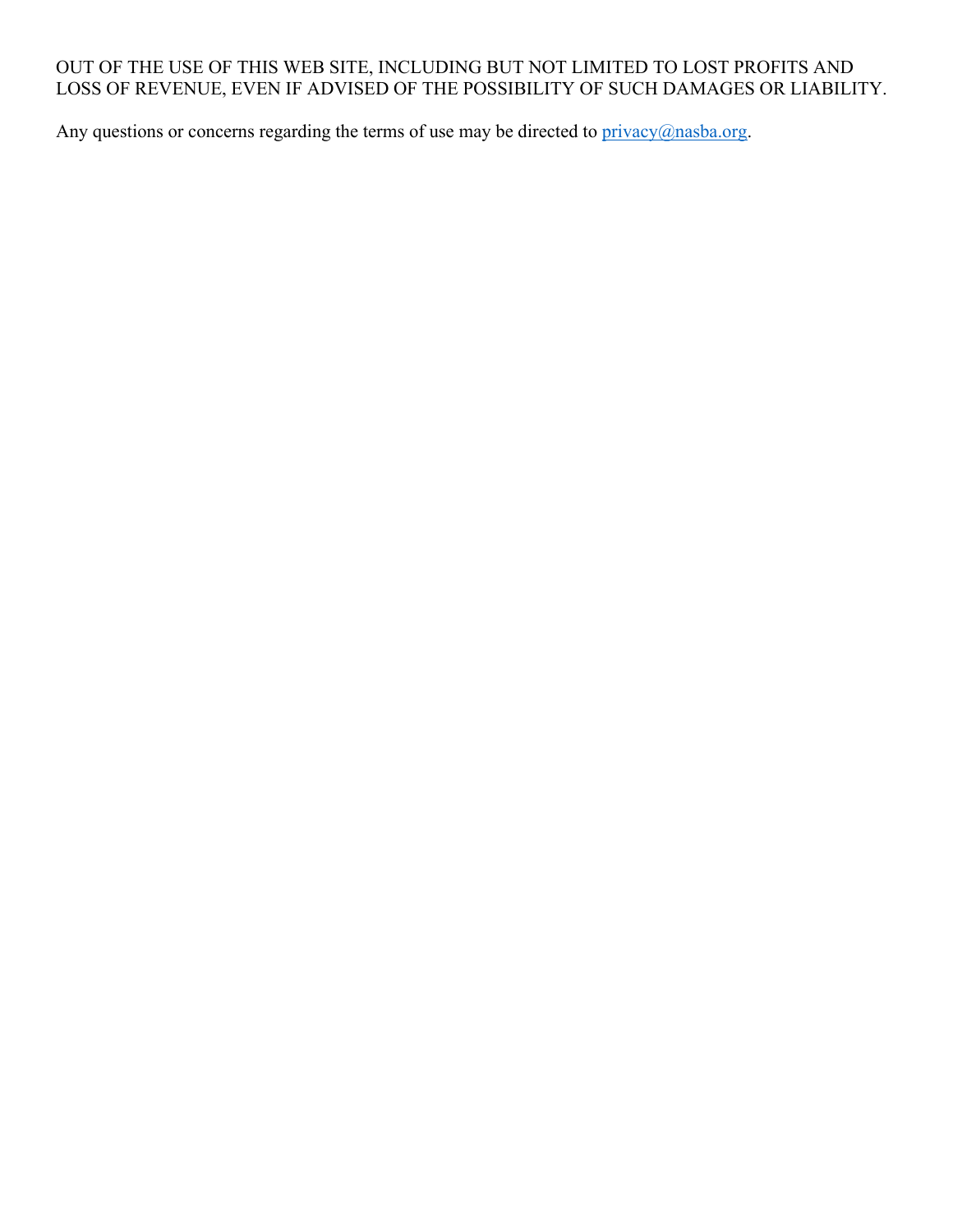OUT OF THE USE OF THIS WEB SITE, INCLUDING BUT NOT LIMITED TO LOST PROFITS AND LOSS OF REVENUE, EVEN IF ADVISED OF THE POSSIBILITY OF SUCH DAMAGES OR LIABILITY.

Any questions or concerns regarding the terms of use may be directed to privacy@nasba.org.